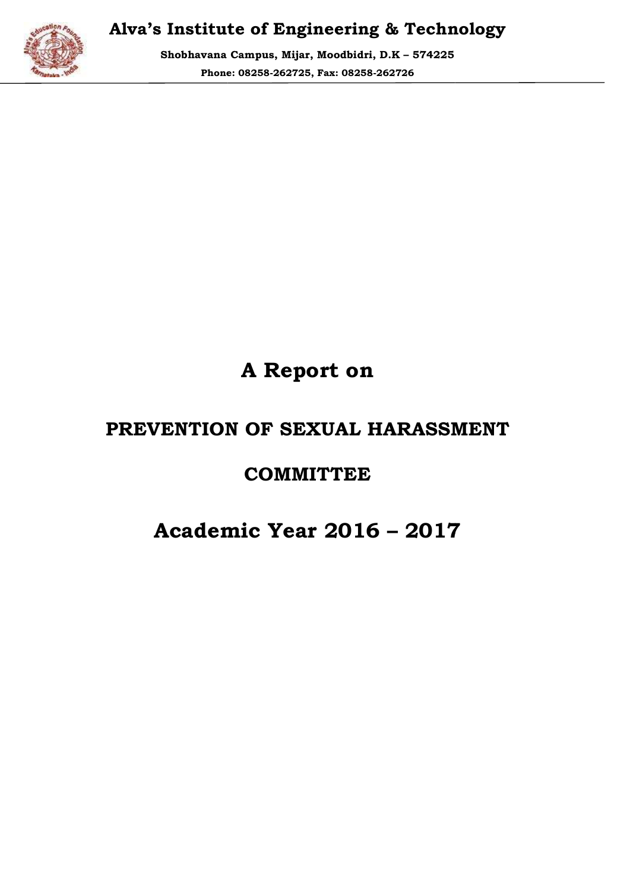# Alva's Institute of Engineering & Technology

**Shobhavana Campus, Mijar, Moodbidri, D.K – 574225**

**Phone: 08258-262725, Fax: 08258-262726**

# A Report on

# PREVENTION OF SEXUAL HARASSMENT

# COMMITTEE

# Academic Year 2016 – 2017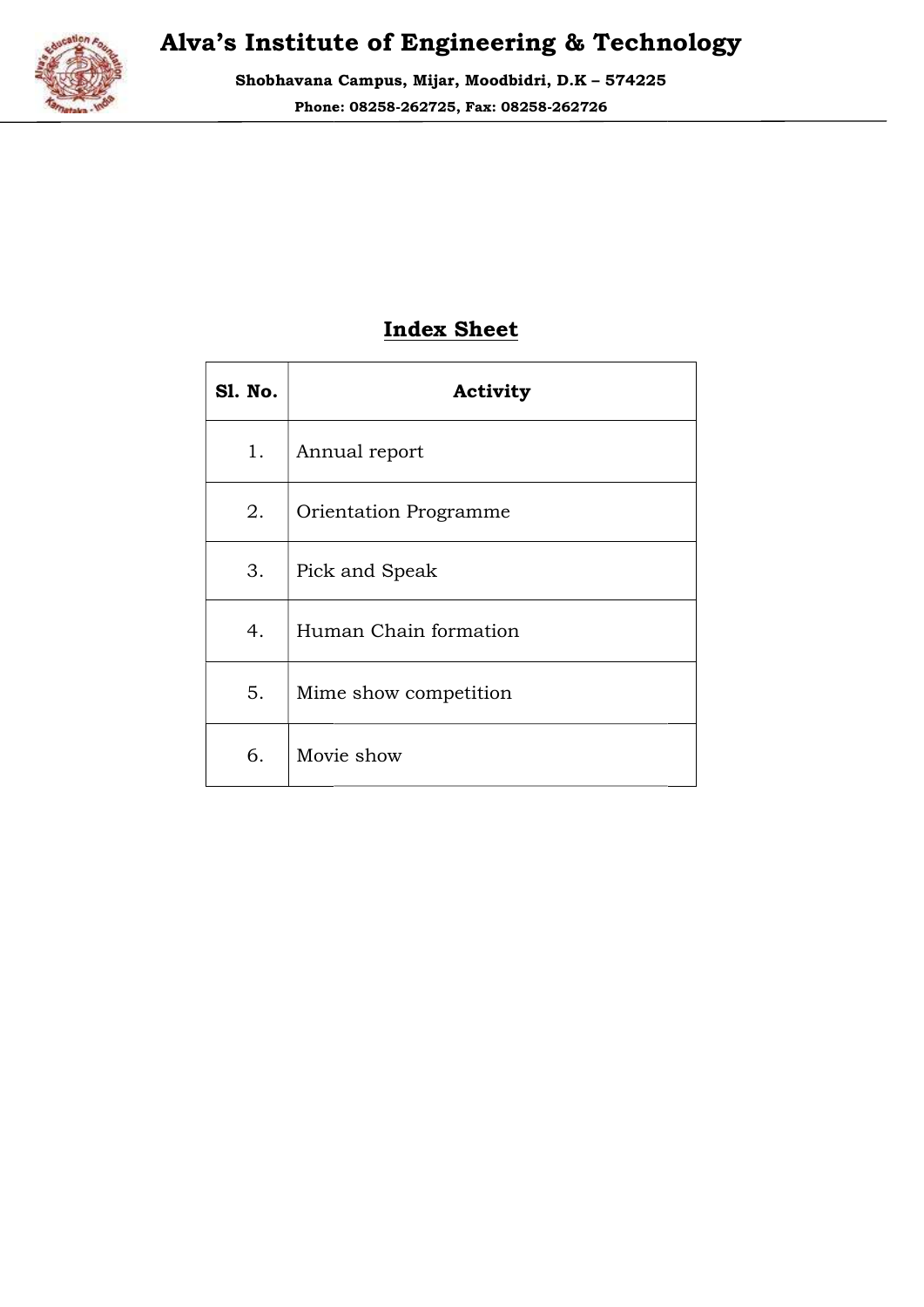# Alva's Institute of Engineering & Technology

**Shobhavana Campus, Mijar, Moodbidri, D.K – 574225**

**Phone: 08258-262725, Fax: 08258-262726**

## Index Sheet

| Sl. No. | Activity |
|---|---|
| 1. | Annual report |
| 2. | Orientation Programme |
| 3. | Pick and Speak |
| 4. | Human Chain formation |
| 5. | Mime show competition |
| 6. | Movie show |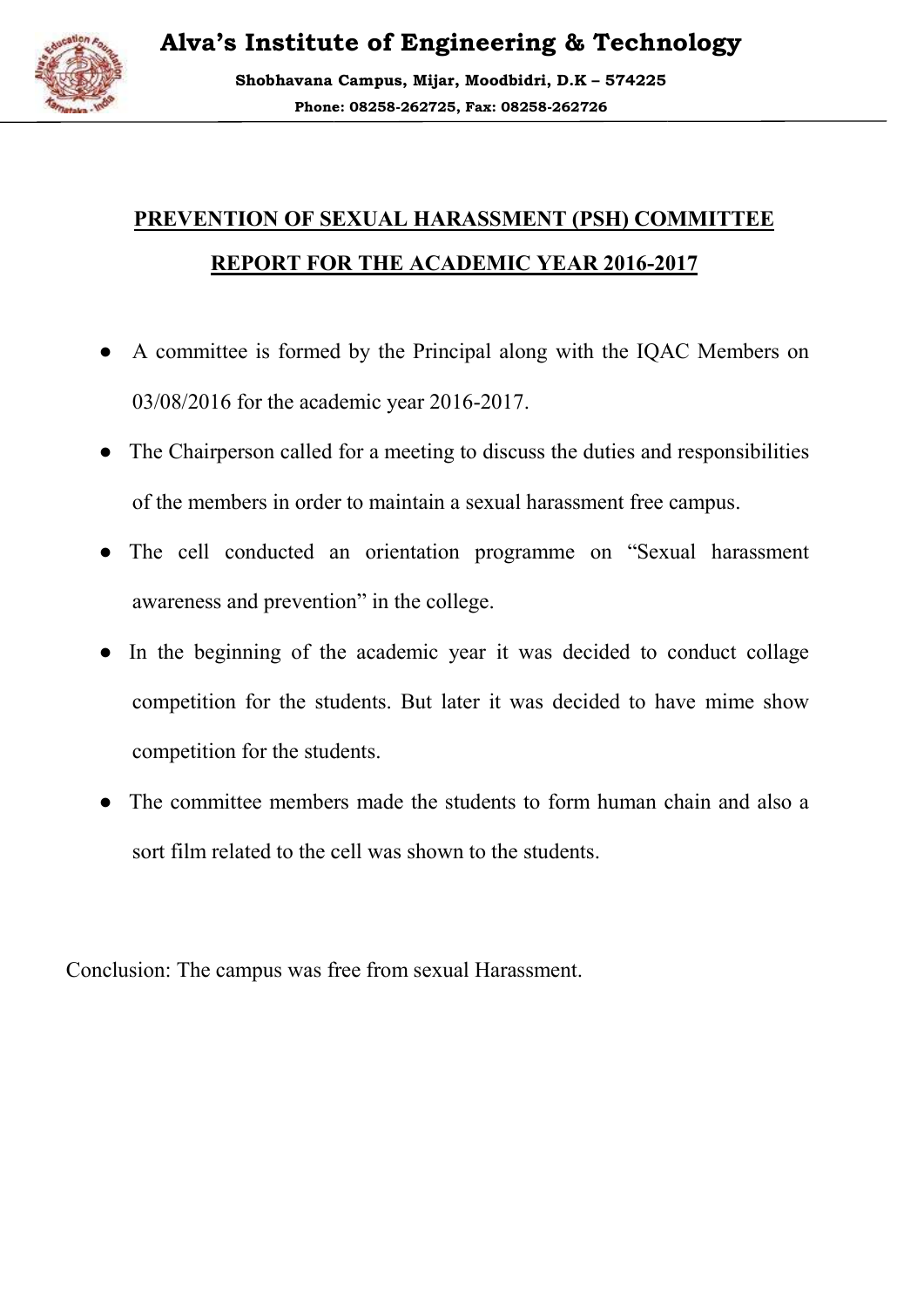# Alva's Institute of Engineering & Technology

**Shobhavana Campus, Mijar, Moodbidri, D.K – 574225**

**Phone: 08258-262725, Fax: 08258-262726**

## PREVENTION OF SEXUAL HARASSMENT (PSH) COMMITTEE REPORT FOR THE ACADEMIC YEAR 2016-2017

- A committee is formed by the Principal along with the IQAC Members on 03/08/2016 for the academic year 2016-2017.
- The Chairperson called for a meeting to discuss the duties and responsibilities of the members in order to maintain a sexual harassment free campus.
- The cell conducted an orientation programme on "Sexual harassment awareness and prevention" in the college.
- In the beginning of the academic year it was decided to conduct collage competition for the students. But later it was decided to have mime show competition for the students.
- The committee members made the students to form human chain and also a sort film related to the cell was shown to the students.

Conclusion: The campus was free from sexual Harassment.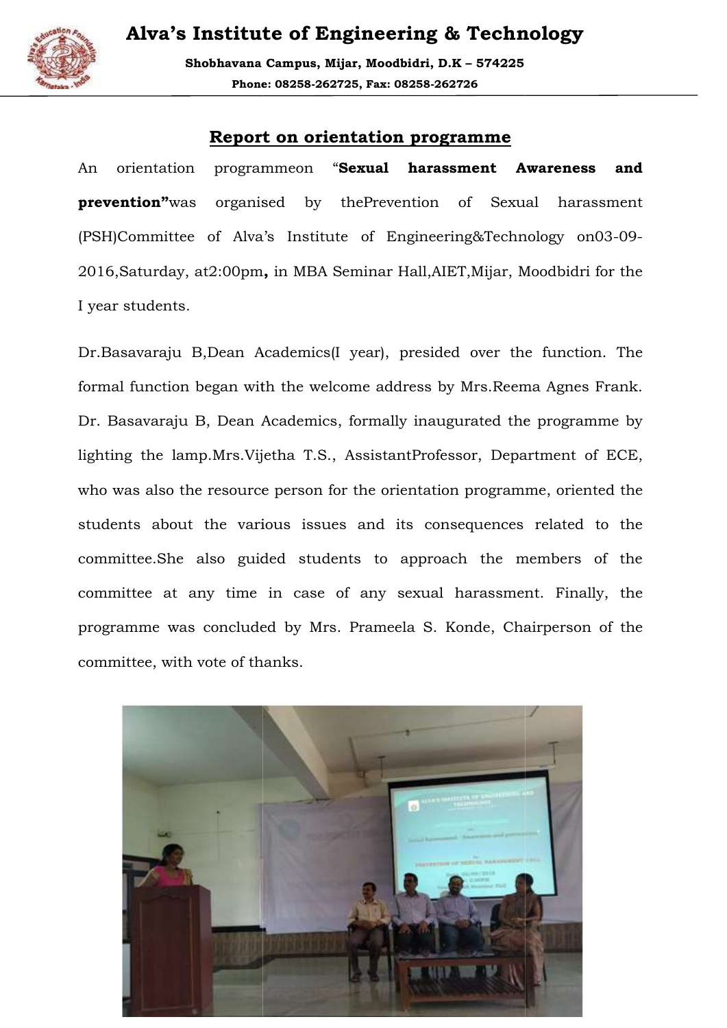# Alva's Institute of Engineering & Technology

**Shobhavana Campus, Mijar, Moodbidri, D.K – 574225**

**Phone: 08258-262725, Fax: 08258-262726**

## Report on orientation programme

An orientation programmeon "**Sexual harassment Awareness and prevention"**was organised by thePrevention of Sexual harassment (PSH)Committee of Alva's Institute of Engineering&Technology on03-09-2016,Saturday, at2:00pm**,** in MBA Seminar Hall,AIET,Mijar, Moodbidri for the I year students.

Dr.Basavaraju B,Dean Academics(I year), presided over the function. The formal function began with the welcome address by Mrs.Reema Agnes Frank. Dr. Basavaraju B, Dean Academics, formally inaugurated the programme by lighting the lamp.Mrs.Vijetha T.S., AssistantProfessor, Department of ECE, who was also the resource person for the orientation programme, oriented the students about the various issues and its consequences related to the committee.She also guided students to approach the members of the committee at any time in case of any sexual harassment. Finally, the programme was concluded by Mrs. Prameela S. Konde, Chairperson of the committee, with vote of thanks.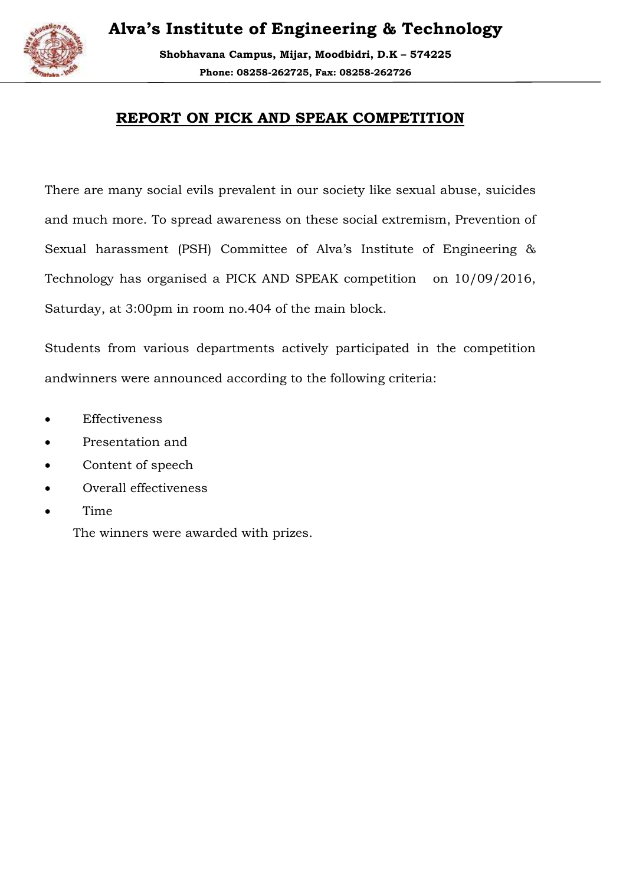# Alva's Institute of Engineering & Technology

**Shobhavana Campus, Mijar, Moodbidri, D.K – 574225**

**Phone: 08258-262725, Fax: 08258-262726**

## REPORT ON PICK AND SPEAK COMPETITION

There are many social evils prevalent in our society like sexual abuse, suicides and much more. To spread awareness on these social extremism, Prevention of Sexual harassment (PSH) Committee of Alva's Institute of Engineering & Technology has organised a PICK AND SPEAK competition on 10/09/2016, Saturday, at 3:00pm in room no.404 of the main block.

Students from various departments actively participated in the competition andwinners were announced according to the following criteria:

- Effectiveness
- Presentation and
- Content of speech
- Overall effectiveness
- Time

The winners were awarded with prizes.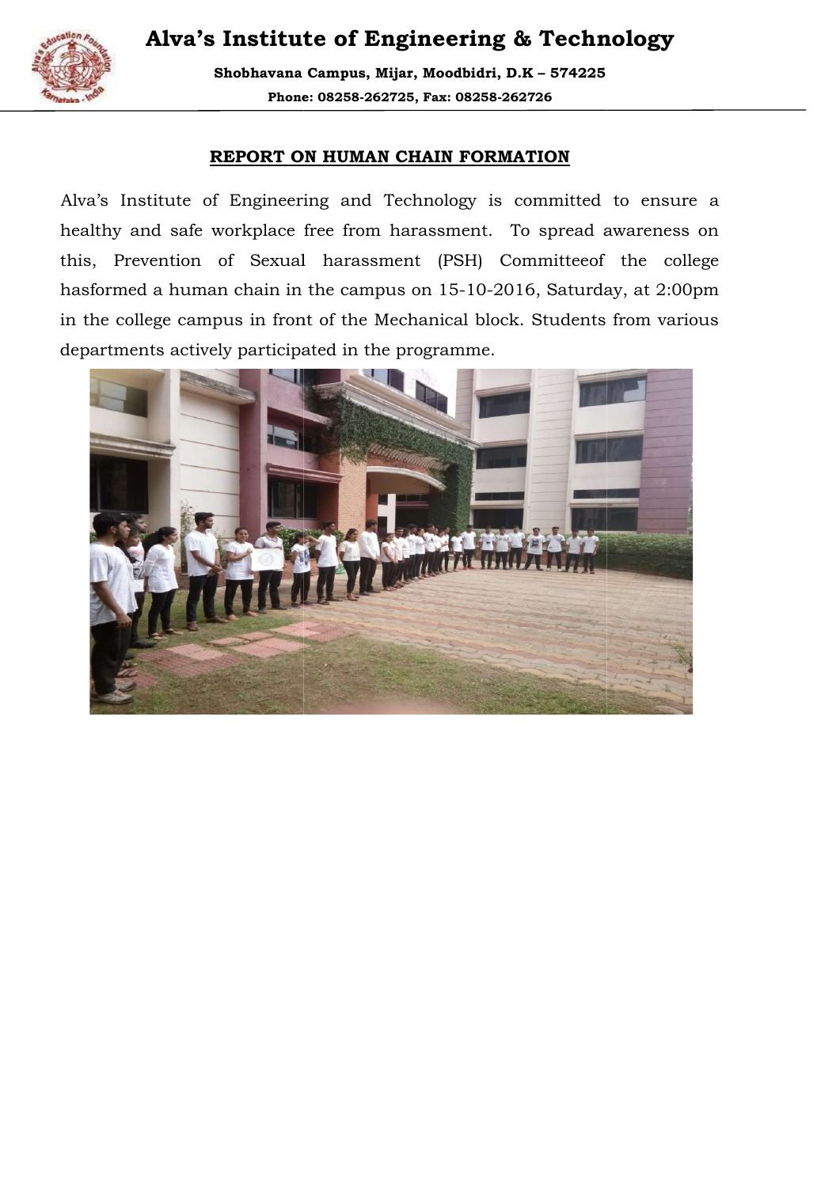# Alva's Institute of Engineering & Technology

**Shobhavana Campus, Mijar, Moodbidri, D.K – 574225**

**Phone: 08258-262725, Fax: 08258-262726**

## REPORT ON HUMAN CHAIN FORMATION

Alva's Institute of Engineering and Technology is committed to ensure a healthy and safe workplace free from harassment. To spread awareness on this, Prevention of Sexual harassment (PSH) Committeeof the college hasformed a human chain in the campus on 15-10-2016, Saturday, at 2:00pm in the college campus in front of the Mechanical block. Students from various departments actively participated in the programme.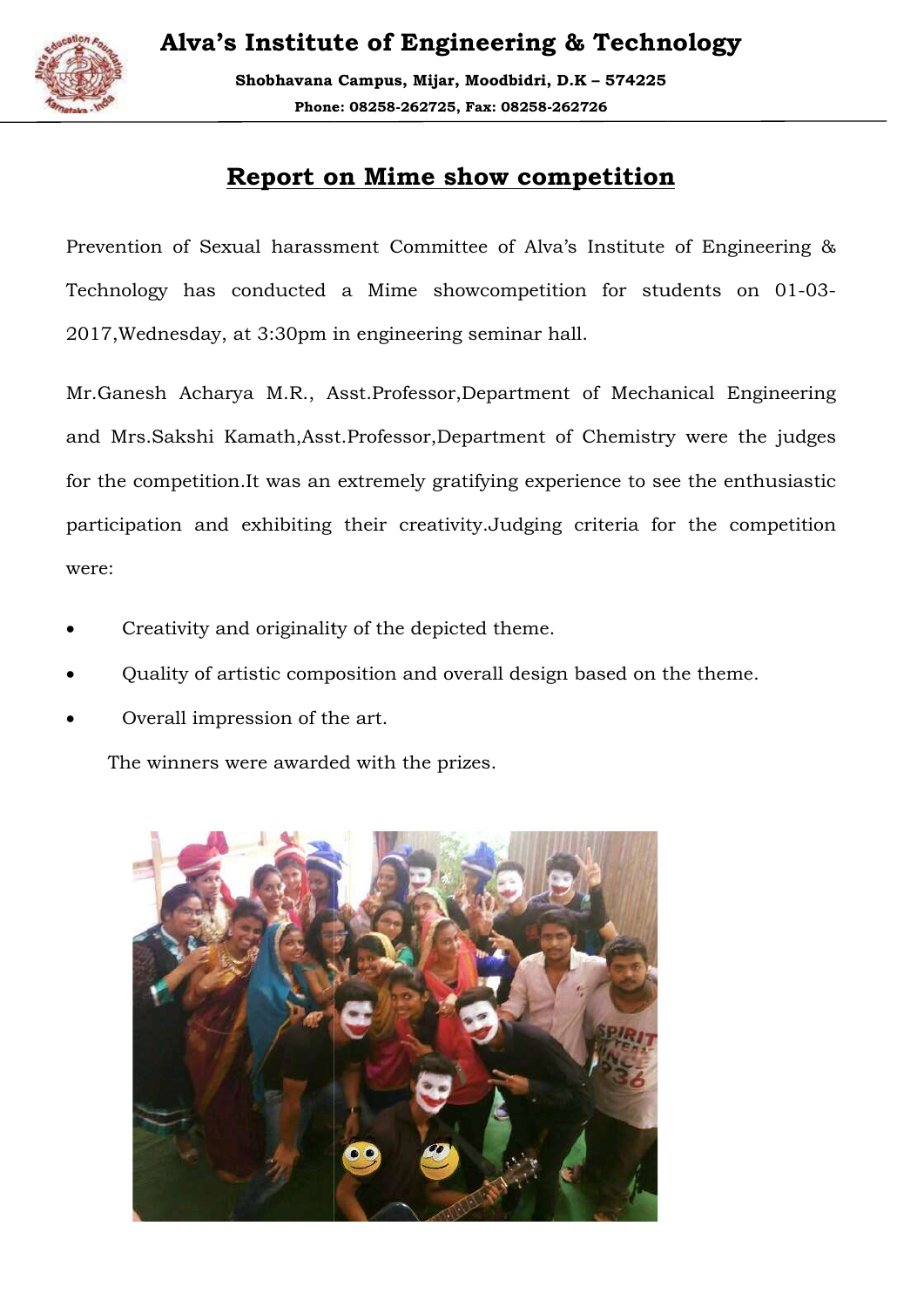# Alva's Institute of Engineering & Technology

**Shobhavana Campus, Mijar, Moodbidri, D.K – 574225**

**Phone: 08258-262725, Fax: 08258-262726**

## Report on Mime show competition

Prevention of Sexual harassment Committee of Alva's Institute of Engineering & Technology has conducted a Mime showcompetition for students on 01-03-2017,Wednesday, at 3:30pm in engineering seminar hall.

Mr.Ganesh Acharya M.R., Asst.Professor,Department of Mechanical Engineering and Mrs.Sakshi Kamath,Asst.Professor,Department of Chemistry were the judges for the competition.It was an extremely gratifying experience to see the enthusiastic participation and exhibiting their creativity.Judging criteria for the competition were:

- Creativity and originality of the depicted theme.
- Quality of artistic composition and overall design based on the theme.
- Overall impression of the art.

The winners were awarded with the prizes.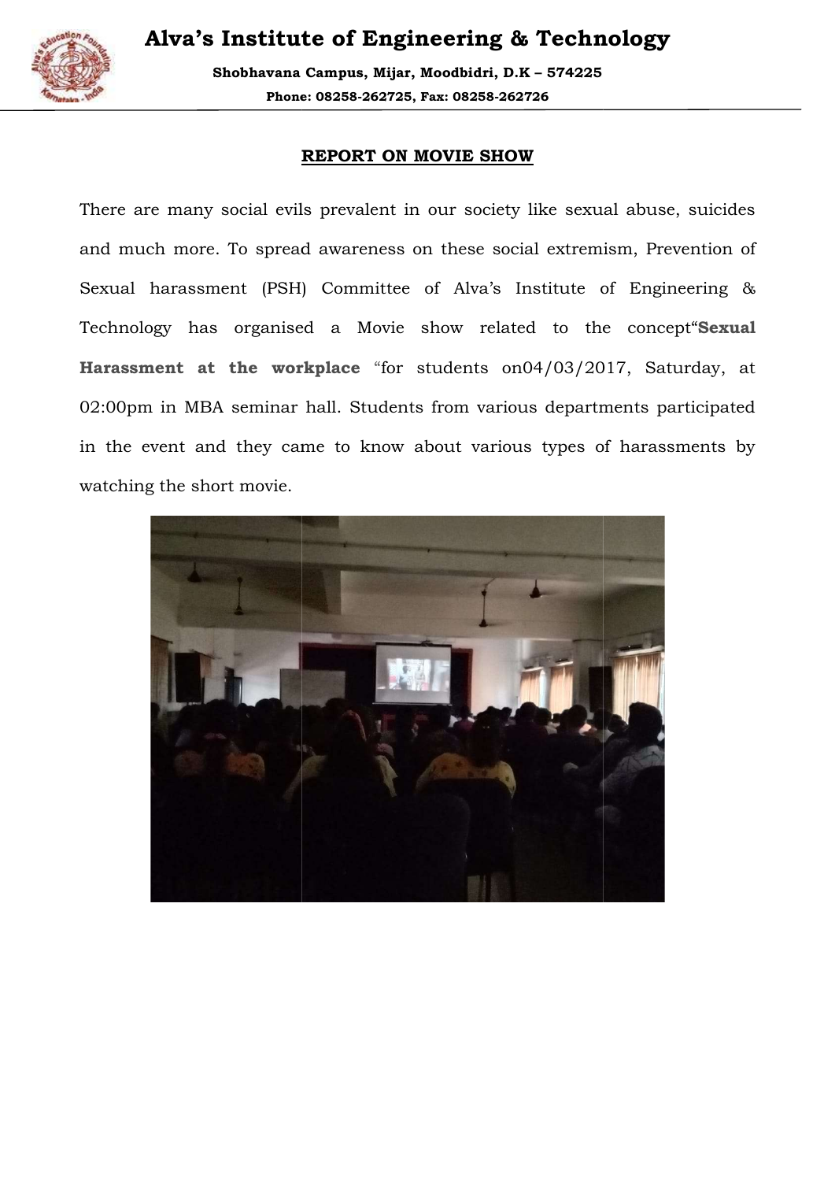# Alva's Institute of Engineering & Technology

**Shobhavana Campus, Mijar, Moodbidri, D.K – 574225**

**Phone: 08258-262725, Fax: 08258-262726**

## REPORT ON MOVIE SHOW

There are many social evils prevalent in our society like sexual abuse, suicides and much more. To spread awareness on these social extremism, Prevention of Sexual harassment (PSH) Committee of Alva's Institute of Engineering & Technology has organised a Movie show related to the concept"**Sexual Harassment at the workplace** "for students on04/03/2017, Saturday, at 02:00pm in MBA seminar hall. Students from various departments participated in the event and they came to know about various types of harassments by watching the short movie.